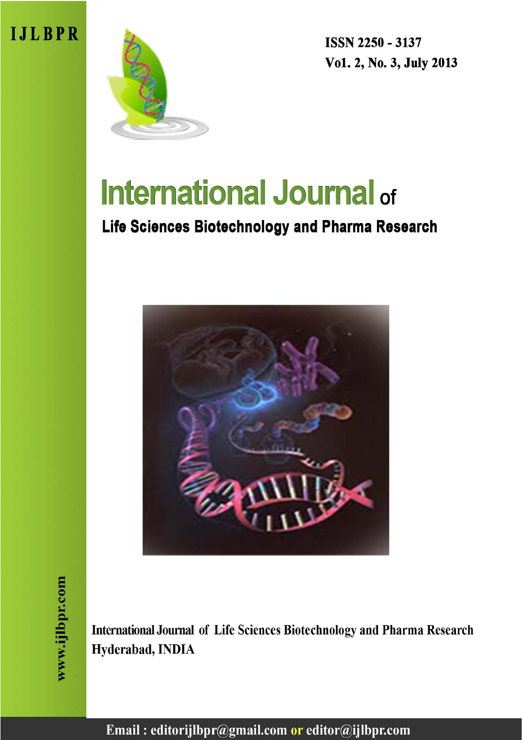IJLBPR

ISSN 2250 - 3137

Vo1. 2, No. 3, July 2013

# International Journal of

## Life Sciences Biotechnology and Pharma Research

International Journal of Life Sciences Biotechnology and Pharma Research

Hyderabad, INDIA

www.ijlbpr.com

Email : editorijlbpr@gmail.com or editor@ijlbpr.com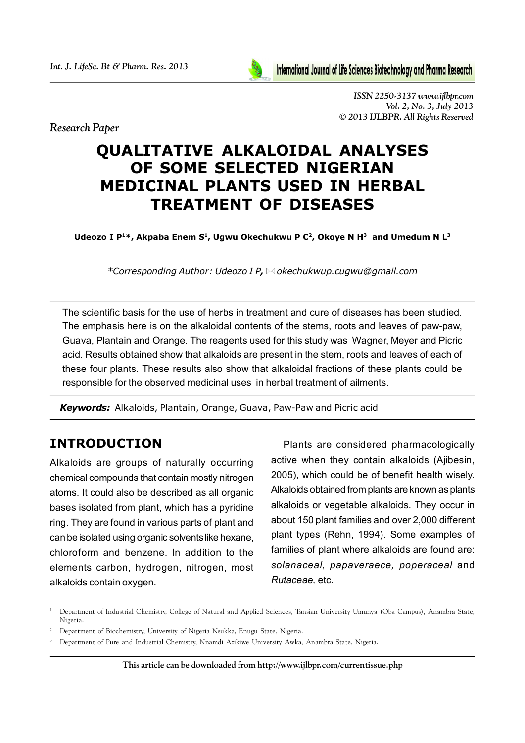*Research Paper*

# QUALITATIVE ALKALOIDAL ANALYSES OF SOME SELECTED NIGERIAN MEDICINAL PLANTS USED IN HERBAL TREATMENT OF DISEASES

**Udeozo I P[1]*, Akpaba Enem S[1], Ugwu Okechukwu P C[2], Okoye N H[3] and Umedum N L[3]**

*\*Corresponding Author: Udeozo I P,* okechukwup.cugwu@gmail.com

The scientific basis for the use of herbs in treatment and cure of diseases has been studied. The emphasis here is on the alkaloidal contents of the stems, roots and leaves of paw-paw, Guava, Plantain and Orange. The reagents used for this study was Wagner, Meyer and Picric acid. Results obtained show that alkaloids are present in the stem, roots and leaves of each of these four plants. These results also show that alkaloidal fractions of these plants could be responsible for the observed medicinal uses in herbal treatment of ailments.

***Keywords:*** Alkaloids, Plantain, Orange, Guava, Paw-Paw and Picric acid

## INTRODUCTION

Alkaloids are groups of naturally occurring chemical compounds that contain mostly nitrogen atoms. It could also be described as all organic bases isolated from plant, which has a pyridine ring. They are found in various parts of plant and can be isolated using organic solvents like hexane, chloroform and benzene. In addition to the elements carbon, hydrogen, nitrogen, most alkaloids contain oxygen.

Plants are considered pharmacologically active when they contain alkaloids (Ajibesin, 2005), which could be of benefit health wisely. Alkaloids obtained from plants are known as plants alkaloids or vegetable alkaloids. They occur in about 150 plant families and over 2,000 different plant types (Rehn, 1994). Some examples of families of plant where alkaloids are found are: *solanaceal, papaveraece, poperaceal* and *Rutaceae,* etc.

---

[1] Department of Industrial Chemistry, College of Natural and Applied Sciences, Tansian University Umunya (Oba Campus), Anambra State, Nigeria.

[2] Department of Biochemistry, University of Nigeria Nsukka, Enugu State, Nigeria.

[3] Department of Pure and Industrial Chemistry, Nnamdi Azikiwe University Awka, Anambra State, Nigeria.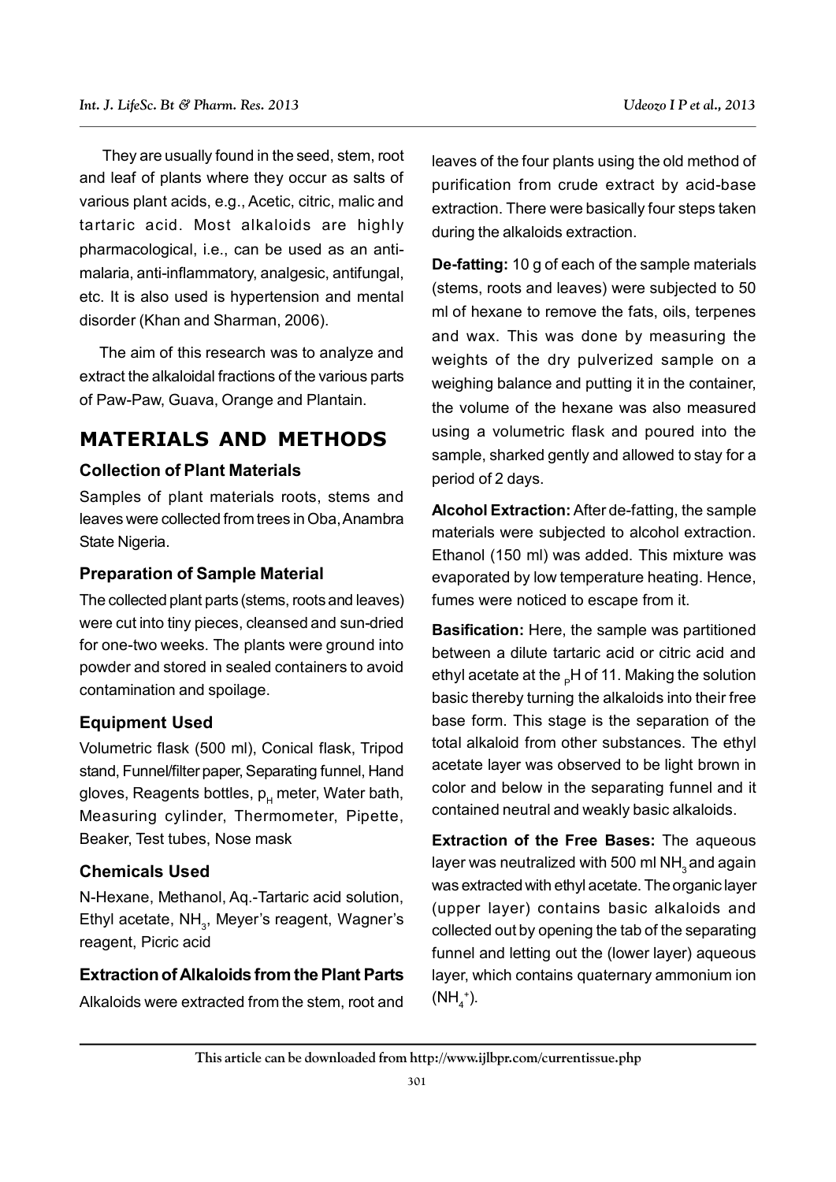They are usually found in the seed, stem, root and leaf of plants where they occur as salts of various plant acids, e.g., Acetic, citric, malic and tartaric acid. Most alkaloids are highly pharmacological, i.e., can be used as an anti-malaria, anti-inflammatory, analgesic, antifungal, etc. It is also used is hypertension and mental disorder (Khan and Sharman, 2006).

The aim of this research was to analyze and extract the alkaloidal fractions of the various parts of Paw-Paw, Guava, Orange and Plantain.

## MATERIALS AND METHODS

### Collection of Plant Materials

Samples of plant materials roots, stems and leaves were collected from trees in Oba, Anambra State Nigeria.

### Preparation of Sample Material

The collected plant parts (stems, roots and leaves) were cut into tiny pieces, cleansed and sun-dried for one-two weeks. The plants were ground into powder and stored in sealed containers to avoid contamination and spoilage.

### Equipment Used

Volumetric flask (500 ml), Conical flask, Tripod stand, Funnel/filter paper, Separating funnel, Hand gloves, Reagents bottles, $p_H$ meter, Water bath, Measuring cylinder, Thermometer, Pipette, Beaker, Test tubes, Nose mask

### Chemicals Used

N-Hexane, Methanol, Aq.-Tartaric acid solution, Ethyl acetate, $NH_3$, Meyer's reagent, Wagner's reagent, Picric acid

### Extraction of Alkaloids from the Plant Parts

Alkaloids were extracted from the stem, root and leaves of the four plants using the old method of purification from crude extract by acid-base extraction. There were basically four steps taken during the alkaloids extraction.

**De-fatting:** 10 g of each of the sample materials (stems, roots and leaves) were subjected to 50 ml of hexane to remove the fats, oils, terpenes and wax. This was done by measuring the weights of the dry pulverized sample on a weighing balance and putting it in the container, the volume of the hexane was also measured using a volumetric flask and poured into the sample, sharked gently and allowed to stay for a period of 2 days.

**Alcohol Extraction:** After de-fatting, the sample materials were subjected to alcohol extraction. Ethanol (150 ml) was added. This mixture was evaporated by low temperature heating. Hence, fumes were noticed to escape from it.

**Basification:** Here, the sample was partitioned between a dilute tartaric acid or citric acid and ethyl acetate at the $_pH$ of 11. Making the solution basic thereby turning the alkaloids into their free base form. This stage is the separation of the total alkaloid from other substances. The ethyl acetate layer was observed to be light brown in color and below in the separating funnel and it contained neutral and weakly basic alkaloids.

**Extraction of the Free Bases:** The aqueous layer was neutralized with 500 ml $NH_3$ and again was extracted with ethyl acetate. The organic layer (upper layer) contains basic alkaloids and collected out by opening the tab of the separating funnel and letting out the (lower layer) aqueous layer, which contains quaternary ammonium ion ($NH_4^+$).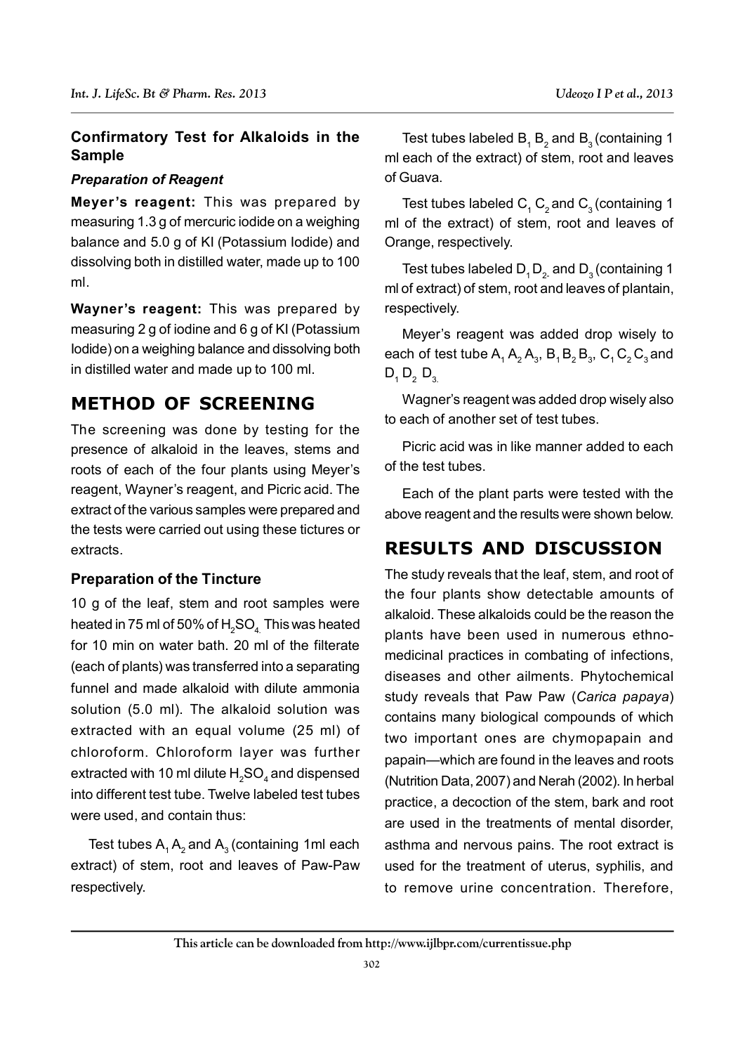### Confirmatory Test for Alkaloids in the Sample

#### *Preparation of Reagent*

**Meyer's reagent:** This was prepared by measuring 1.3 g of mercuric iodide on a weighing balance and 5.0 g of KI (Potassium Iodide) and dissolving both in distilled water, made up to 100 ml.

**Wayner's reagent:** This was prepared by measuring 2 g of iodine and 6 g of KI (Potassium Iodide) on a weighing balance and dissolving both in distilled water and made up to 100 ml.

## METHOD OF SCREENING

The screening was done by testing for the presence of alkaloid in the leaves, stems and roots of each of the four plants using Meyer's reagent, Wayner's reagent, and Picric acid. The extract of the various samples were prepared and the tests were carried out using these tictures or extracts.

### Preparation of the Tincture

10 g of the leaf, stem and root samples were heated in 75 ml of 50% of $H_2SO_4$. This was heated for 10 min on water bath. 20 ml of the filterate (each of plants) was transferred into a separating funnel and made alkaloid with dilute ammonia solution (5.0 ml). The alkaloid solution was extracted with an equal volume (25 ml) of chloroform. Chloroform layer was further extracted with 10 ml dilute $H_2SO_4$ and dispensed into different test tube. Twelve labeled test tubes were used, and contain thus:

Test tubes $A_1$ $A_2$ and $A_3$ (containing 1ml each extract) of stem, root and leaves of Paw-Paw respectively.

Test tubes labeled $B_1$ $B_2$ and $B_3$ (containing 1 ml each of the extract) of stem, root and leaves of Guava.

Test tubes labeled $C_1$ $C_2$ and $C_3$ (containing 1 ml of the extract) of stem, root and leaves of Orange, respectively.

Test tubes labeled $D_1$ $D_2$ and $D_3$ (containing 1 ml of extract) of stem, root and leaves of plantain, respectively.

Meyer's reagent was added drop wisely to each of test tube $A_1$ $A_2$ $A_3$, $B_1$ $B_2$ $B_3$, $C_1$ $C_2$ $C_3$ and $D_1$ $D_2$ $D_3$.

Wagner's reagent was added drop wisely also to each of another set of test tubes.

Picric acid was in like manner added to each of the test tubes.

Each of the plant parts were tested with the above reagent and the results were shown below.

## RESULTS AND DISCUSSION

The study reveals that the leaf, stem, and root of the four plants show detectable amounts of alkaloid. These alkaloids could be the reason the plants have been used in numerous ethno-medicinal practices in combating of infections, diseases and other ailments. Phytochemical study reveals that Paw Paw (*Carica papaya*) contains many biological compounds of which two important ones are chymopapain and papain—which are found in the leaves and roots (Nutrition Data, 2007) and Nerah (2002). In herbal practice, a decoction of the stem, bark and root are used in the treatments of mental disorder, asthma and nervous pains. The root extract is used for the treatment of uterus, syphilis, and to remove urine concentration. Therefore,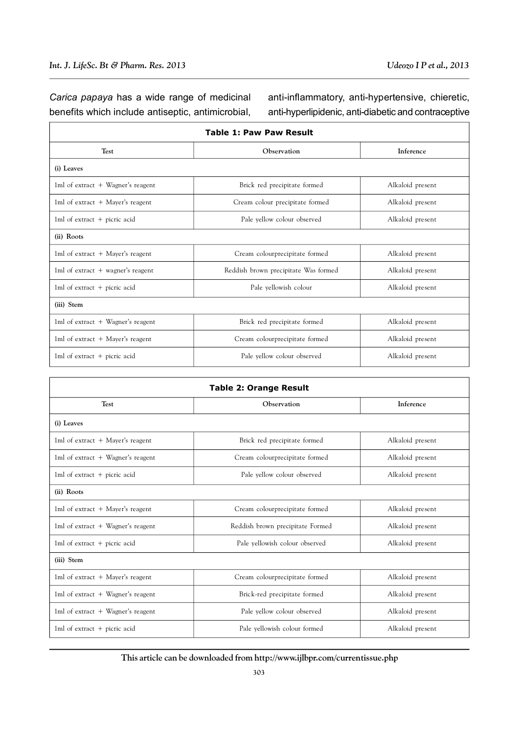*Carica papaya* has a wide range of medicinal benefits which include antiseptic, antimicrobial, anti-inflammatory, anti-hypertensive, chieretic, anti-hyperlipidenic, anti-diabetic and contraceptive

**Table 1: Paw Paw Result**

| Test | Observation | Inference |
|---|---|---|
| (i) Leaves | | |
| 1ml of extract + Wagner's reagent | Brick red precipitate formed | Alkaloid present |
| 1ml of extract + Mayer's reagent | Cream colour precipitate formed | Alkaloid present |
| 1ml of extract + picric acid | Pale yellow colour observed | Alkaloid present |
| (ii) Roots | | |
| 1ml of extract + Mayer's reagent | Cream colourprecipitate formed | Alkaloid present |
| 1ml of extract + wagner's reagent | Reddish brown precipitate Was formed | Alkaloid present |
| 1ml of extract + picric acid | Pale yellowish colour | Alkaloid present |
| (iii) Stem | | |
| 1ml of extract + Wagner's reagent | Brick red precipitate formed | Alkaloid present |
| 1ml of extract + Mayer's reagent | Cream colourprecipitate formed | Alkaloid present |
| 1ml of extract + picric acid | Pale yellow colour observed | Alkaloid present |

**Table 2: Orange Result**

| Test | Observation | Inference |
|---|---|---|
| (i) Leaves | | |
| 1ml of extract + Mayer's reagent | Brick red precipitate formed | Alkaloid present |
| 1ml of extract + Wagner's reagent | Cream colourprecipitate formed | Alkaloid present |
| 1ml of extract + picric acid | Pale yellow colour observed | Alkaloid present |
| (ii) Roots | | |
| 1ml of extract + Mayer's reagent | Cream colourprecipitate formed | Alkaloid present |
| 1ml of extract + Wagner's reagent | Reddish brown precipitate Formed | Alkaloid present |
| 1ml of extract + picric acid | Pale yellowish colour observed | Alkaloid present |
| (iii) Stem | | |
| 1ml of extract + Mayer's reagent | Cream colourprecipitate formed | Alkaloid present |
| 1ml of extract + Wagner's reagent | Brick-red precipitate formed | Alkaloid present |
| 1ml of extract + Wagner's reagent | Pale yellow colour observed | Alkaloid present |
| 1ml of extract + picric acid | Pale yellowish colour formed | Alkaloid present |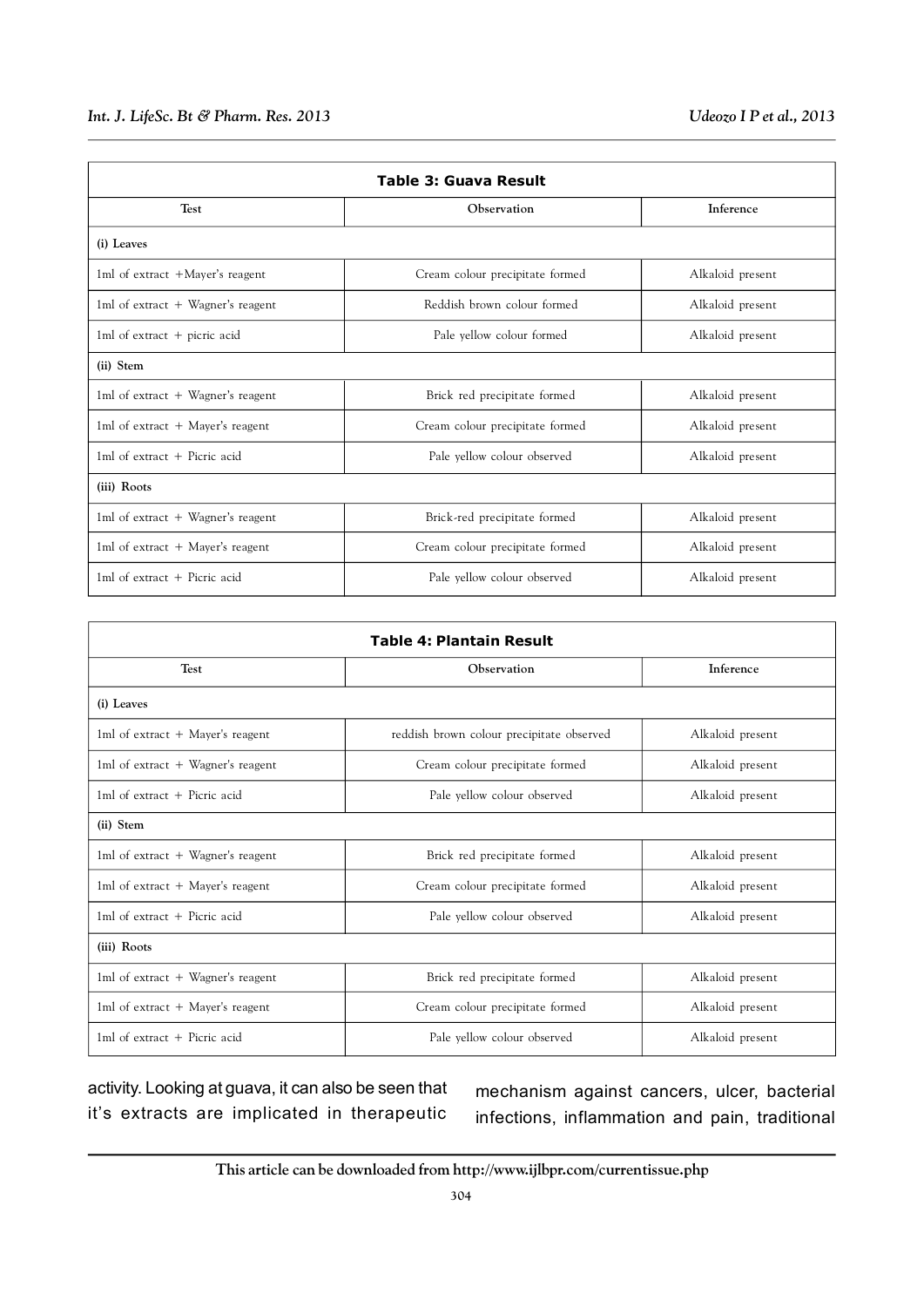| **Table 3: Guava Result** | | |
|---|---|---|
| **Test** | **Observation** | **Inference** |
| **(i) Leaves** | | |
| 1ml of extract +Mayer's reagent | Cream colour precipitate formed | Alkaloid present |
| 1ml of extract + Wagner's reagent | Reddish brown colour formed | Alkaloid present |
| 1ml of extract + picric acid | Pale yellow colour formed | Alkaloid present |
| **(ii) Stem** | | |
| 1ml of extract + Wagner's reagent | Brick red precipitate formed | Alkaloid present |
| 1ml of extract + Mayer's reagent | Cream colour precipitate formed | Alkaloid present |
| 1ml of extract + Picric acid | Pale yellow colour observed | Alkaloid present |
| **(iii) Roots** | | |
| 1ml of extract + Wagner's reagent | Brick-red precipitate formed | Alkaloid present |
| 1ml of extract + Mayer's reagent | Cream colour precipitate formed | Alkaloid present |
| 1ml of extract + Picric acid | Pale yellow colour observed | Alkaloid present |

| **Table 4: Plantain Result** | | |
|---|---|---|
| **Test** | **Observation** | **Inference** |
| **(i) Leaves** | | |
| 1ml of extract + Mayer's reagent | reddish brown colour precipitate observed | Alkaloid present |
| 1ml of extract + Wagner's reagent | Cream colour precipitate formed | Alkaloid present |
| 1ml of extract + Picric acid | Pale yellow colour observed | Alkaloid present |
| **(ii) Stem** | | |
| 1ml of extract + Wagner's reagent | Brick red precipitate formed | Alkaloid present |
| 1ml of extract + Mayer's reagent | Cream colour precipitate formed | Alkaloid present |
| 1ml of extract + Picric acid | Pale yellow colour observed | Alkaloid present |
| **(iii) Roots** | | |
| 1ml of extract + Wagner's reagent | Brick red precipitate formed | Alkaloid present |
| 1ml of extract + Mayer's reagent | Cream colour precipitate formed | Alkaloid present |
| 1ml of extract + Picric acid | Pale yellow colour observed | Alkaloid present |

activity. Looking at guava, it can also be seen that it's extracts are implicated in therapeutic mechanism against cancers, ulcer, bacterial infections, inflammation and pain, traditional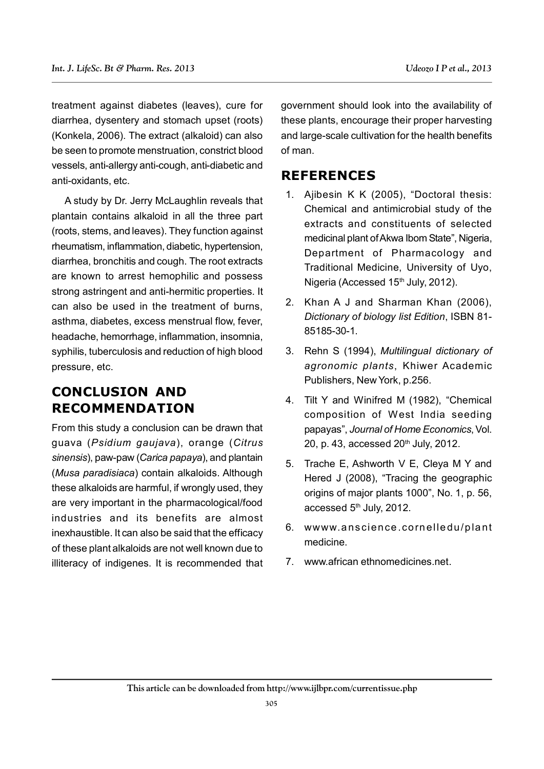treatment against diabetes (leaves), cure for diarrhea, dysentery and stomach upset (roots) (Konkela, 2006). The extract (alkaloid) can also be seen to promote menstruation, constrict blood vessels, anti-allergy anti-cough, anti-diabetic and anti-oxidants, etc.

A study by Dr. Jerry McLaughlin reveals that plantain contains alkaloid in all the three part (roots, stems, and leaves). They function against rheumatism, inflammation, diabetic, hypertension, diarrhea, bronchitis and cough. The root extracts are known to arrest hemophilic and possess strong astringent and anti-hermitic properties. It can also be used in the treatment of burns, asthma, diabetes, excess menstrual flow, fever, headache, hemorrhage, inflammation, insomnia, syphilis, tuberculosis and reduction of high blood pressure, etc.

## CONCLUSION AND RECOMMENDATION

From this study a conclusion can be drawn that guava (*Psidium gaujava*), orange (*Citrus sinensis*), paw-paw (*Carica papaya*), and plantain (*Musa paradisiaca*) contain alkaloids. Although these alkaloids are harmful, if wrongly used, they are very important in the pharmacological/food industries and its benefits are almost inexhaustible. It can also be said that the efficacy of these plant alkaloids are not well known due to illiteracy of indigenes. It is recommended that government should look into the availability of these plants, encourage their proper harvesting and large-scale cultivation for the health benefits of man.

## REFERENCES

1. Ajibesin K K (2005), "Doctoral thesis: Chemical and antimicrobial study of the extracts and constituents of selected medicinal plant of Akwa Ibom State", Nigeria, Department of Pharmacology and Traditional Medicine, University of Uyo, Nigeria (Accessed 15th July, 2012).
2. Khan A J and Sharman Khan (2006), *Dictionary of biology list Edition*, ISBN 81-85185-30-1.
3. Rehn S (1994), *Multilingual dictionary of agronomic plants*, Khiwer Academic Publishers, New York, p.256.
4. Tilt Y and Winifred M (1982), "Chemical composition of West India seeding papayas", *Journal of Home Economics*, Vol. 20, p. 43, accessed 20th July, 2012.
5. Trache E, Ashworth V E, Cleya M Y and Hered J (2008), "Tracing the geographic origins of major plants 1000", No. 1, p. 56, accessed 5th July, 2012.
6. wwww.anscience.cornelledu/plant medicine.
7. www.african ethnomedicines.net.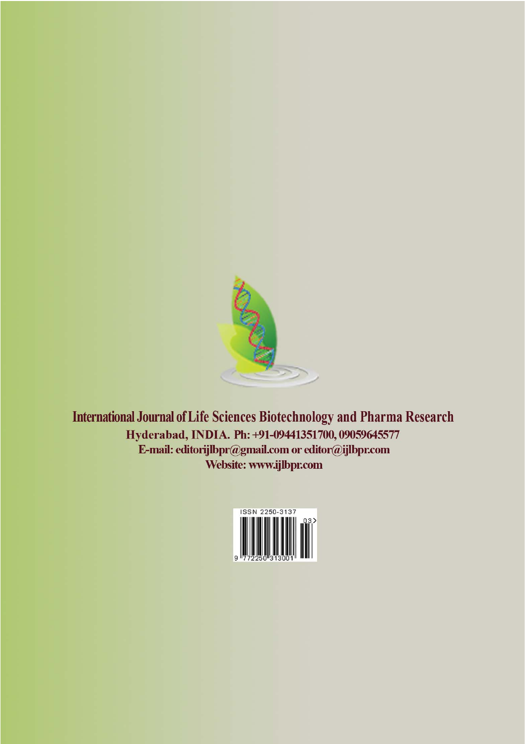**International Journal of Life Sciences Biotechnology and Pharma Research**

**Hyderabad, INDIA. Ph: +91-09441351700, 09059645577**

**E-mail: editorijlbpr@gmail.com or editor@ijlbpr.com**

**Website: www.ijlbpr.com**

ISSN 2250-3137